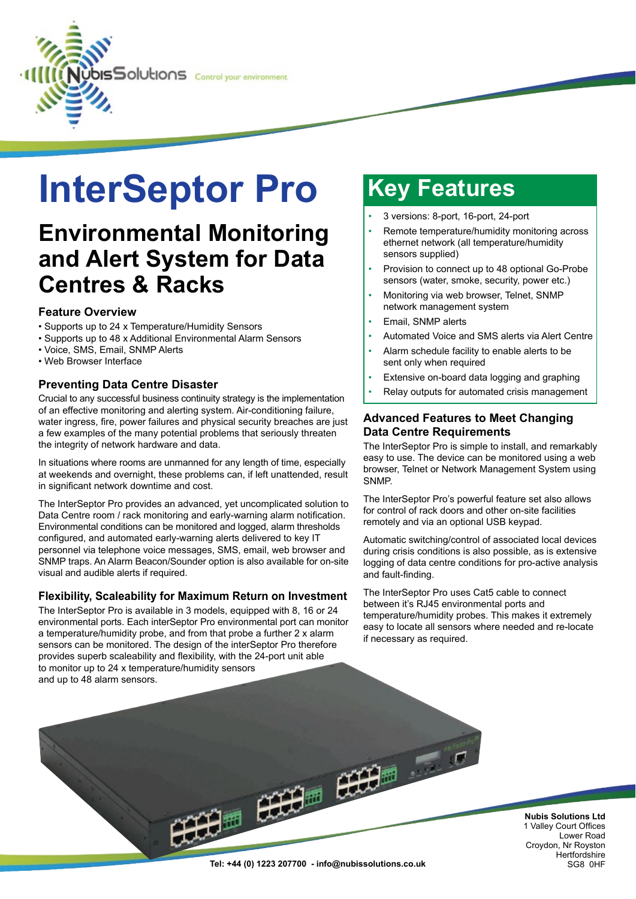NubisSolutions Control your environment

# InterSeptor Pro

## Environmental Monitoring and Alert System for Data Centres & Racks

### Feature Overview

- Supports up to 24 x Temperature/Humidity Sensors
- Supports up to 48 x Additional Environmental Alarm Sensors
- Voice, SMS, Email, SNMP Alerts
- Web Browser Interface

### Preventing Data Centre Disaster

Crucial to any successful business continuity strategy is the implementation of an effective monitoring and alerting system. Air-conditioning failure, water ingress, fire, power failures and physical security breaches are just a few examples of the many potential problems that seriously threaten the integrity of network hardware and data.

In situations where rooms are unmanned for any length of time, especially at weekends and overnight, these problems can, if left unattended, result in significant network downtime and cost.

The InterSeptor Pro provides an advanced, yet uncomplicated solution to Data Centre room / rack monitoring and early-warning alarm notification. Environmental conditions can be monitored and logged, alarm thresholds configured, and automated early-warning alerts delivered to key IT personnel via telephone voice messages, SMS, email, web browser and SNMP traps. An Alarm Beacon/Sounder option is also available for on-site visual and audible alerts if required.

### Flexibility, Scaleability for Maximum Return on Investment

The InterSeptor Pro is available in 3 models, equipped with 8, 16 or 24 environmental ports. Each interSeptor Pro environmental port can monitor a temperature/humidity probe, and from that probe a further 2 x alarm sensors can be monitored. The design of the interSeptor Pro therefore provides superb scaleability and flexibility, with the 24-port unit able to monitor up to 24 x temperature/humidity sensors and up to 48 alarm sensors.

## Key Features

- 3 versions: 8-port, 16-port, 24-port
- Remote temperature/humidity monitoring across ethernet network (all temperature/humidity sensors supplied)
- Provision to connect up to 48 optional Go-Probe sensors (water, smoke, security, power etc.)
- Monitoring via web browser, Telnet, SNMP network management system
- Email, SNMP alerts
- Automated Voice and SMS alerts via Alert Centre
- Alarm schedule facility to enable alerts to be sent only when required
- Extensive on-board data logging and graphing
- Relay outputs for automated crisis management

### Advanced Features to Meet Changing Data Centre Requirements

The InterSeptor Pro is simple to install, and remarkably easy to use. The device can be monitored using a web browser, Telnet or Network Management System using SNMP.

The InterSeptor Pro's powerful feature set also allows for control of rack doors and other on-site facilities remotely and via an optional USB keypad.

Automatic switching/control of associated local devices during crisis conditions is also possible, as is extensive logging of data centre conditions for pro-active analysis and fault-finding.

The InterSeptor Pro uses Cat5 cable to connect between it's RJ45 environmental ports and temperature/humidity probes. This makes it extremely easy to locate all sensors where needed and re-locate if necessary as required.

**Nubis Solutions Ltd**
1 Valley Court Offices
Lower Road
Croydon, Nr Royston
Hertfordshire
SG8 0HF

**Tel: +44 (0) 1223 207700 - info@nubissolutions.co.uk**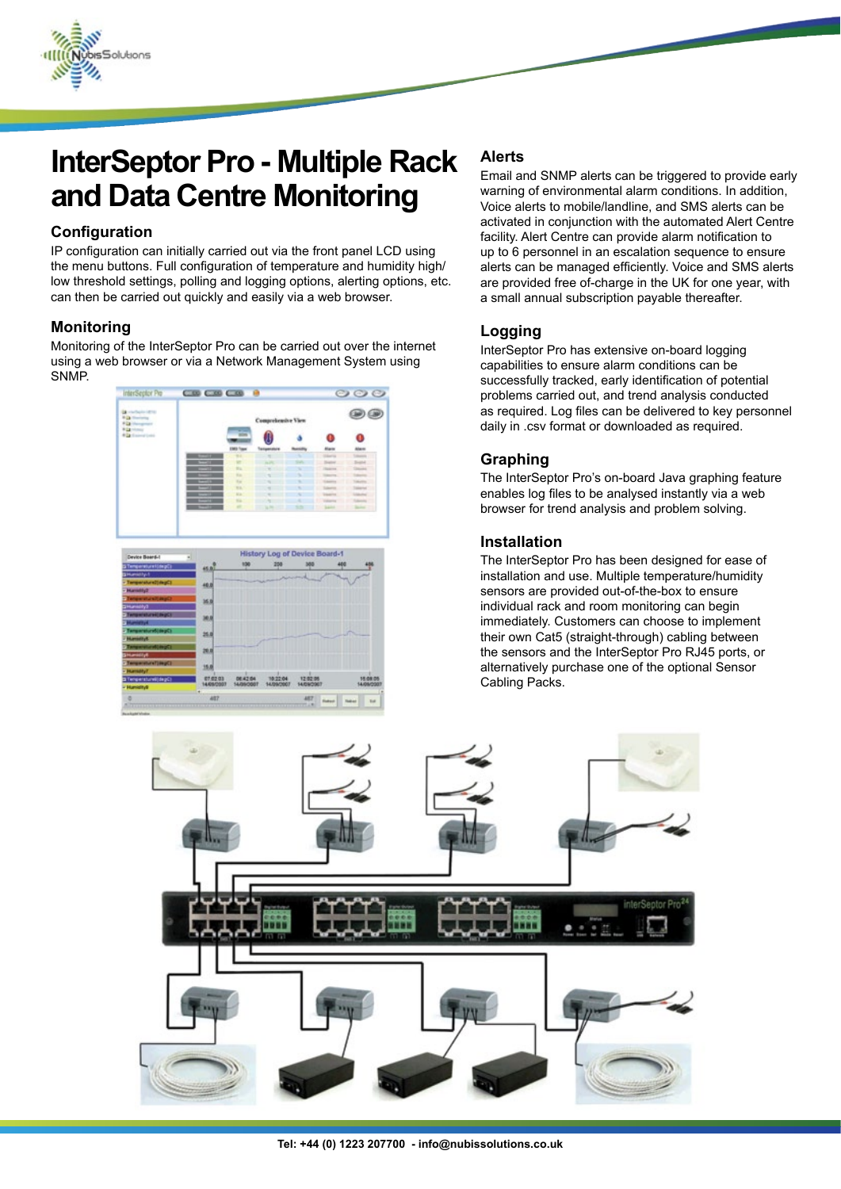# InterSeptor Pro - Multiple Rack and Data Centre Monitoring

## Configuration

IP configuration can initially carried out via the front panel LCD using the menu buttons. Full configuration of temperature and humidity high/low threshold settings, polling and logging options, alerting options, etc. can then be carried out quickly and easily via a web browser.

## Monitoring

Monitoring of the InterSeptor Pro can be carried out over the internet using a web browser or via a Network Management System using SNMP.

## Alerts

Email and SNMP alerts can be triggered to provide early warning of environmental alarm conditions. In addition, Voice alerts to mobile/landline, and SMS alerts can be activated in conjunction with the automated Alert Centre facility. Alert Centre can provide alarm notification to up to 6 personnel in an escalation sequence to ensure alerts can be managed efficiently. Voice and SMS alerts are provided free of-charge in the UK for one year, with a small annual subscription payable thereafter.

## Logging

InterSeptor Pro has extensive on-board logging capabilities to ensure alarm conditions can be successfully tracked, early identification of potential problems carried out, and trend analysis conducted as required. Log files can be delivered to key personnel daily in .csv format or downloaded as required.

## Graphing

The InterSeptor Pro's on-board Java graphing feature enables log files to be analysed instantly via a web browser for trend analysis and problem solving.

## Installation

The InterSeptor Pro has been designed for ease of installation and use. Multiple temperature/humidity sensors are provided out-of-the-box to ensure individual rack and room monitoring can begin immediately. Customers can choose to implement their own Cat5 (straight-through) cabling between the sensors and the InterSeptor Pro RJ45 ports, or alternatively purchase one of the optional Sensor Cabling Packs.

Tel: +44 (0) 1223 207700 - info@nubissolutions.co.uk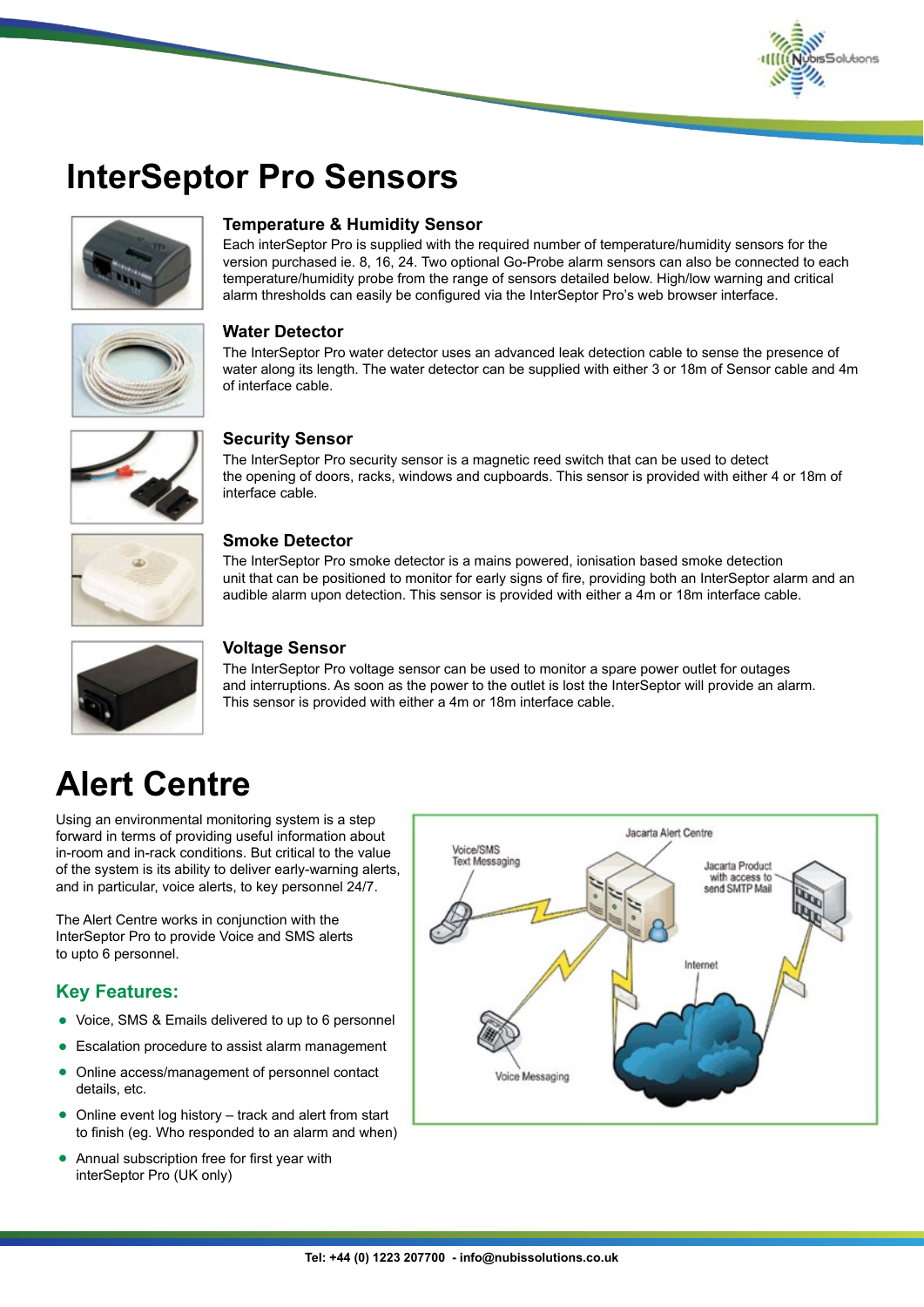# InterSeptor Pro Sensors

### Temperature & Humidity Sensor

Each interSeptor Pro is supplied with the required number of temperature/humidity sensors for the version purchased ie. 8, 16, 24. Two optional Go-Probe alarm sensors can also be connected to each temperature/humidity probe from the range of sensors detailed below. High/low warning and critical alarm thresholds can easily be configured via the InterSeptor Pro's web browser interface.

### Water Detector

The InterSeptor Pro water detector uses an advanced leak detection cable to sense the presence of water along its length. The water detector can be supplied with either 3 or 18m of Sensor cable and 4m of interface cable.

### Security Sensor

The InterSeptor Pro security sensor is a magnetic reed switch that can be used to detect the opening of doors, racks, windows and cupboards. This sensor is provided with either 4 or 18m of interface cable.

### Smoke Detector

The InterSeptor Pro smoke detector is a mains powered, ionisation based smoke detection unit that can be positioned to monitor for early signs of fire, providing both an InterSeptor alarm and an audible alarm upon detection. This sensor is provided with either a 4m or 18m interface cable.

### Voltage Sensor

The InterSeptor Pro voltage sensor can be used to monitor a spare power outlet for outages and interruptions. As soon as the power to the outlet is lost the InterSeptor will provide an alarm. This sensor is provided with either a 4m or 18m interface cable.

# Alert Centre

Using an environmental monitoring system is a step forward in terms of providing useful information about in-room and in-rack conditions. But critical to the value of the system is its ability to deliver early-warning alerts, and in particular, voice alerts, to key personnel 24/7.

The Alert Centre works in conjunction with the InterSeptor Pro to provide Voice and SMS alerts to upto 6 personnel.

## Key Features:

- Voice, SMS & Emails delivered to up to 6 personnel
- Escalation procedure to assist alarm management
- Online access/management of personnel contact details, etc.
- Online event log history – track and alert from start to finish (eg. Who responded to an alarm and when)
- Annual subscription free for first year with interSeptor Pro (UK only)

Jacarta Alert Centre

Voice/SMS Text Messaging

Jacarta Product with access to send SMTP Mail

Internet

Voice Messaging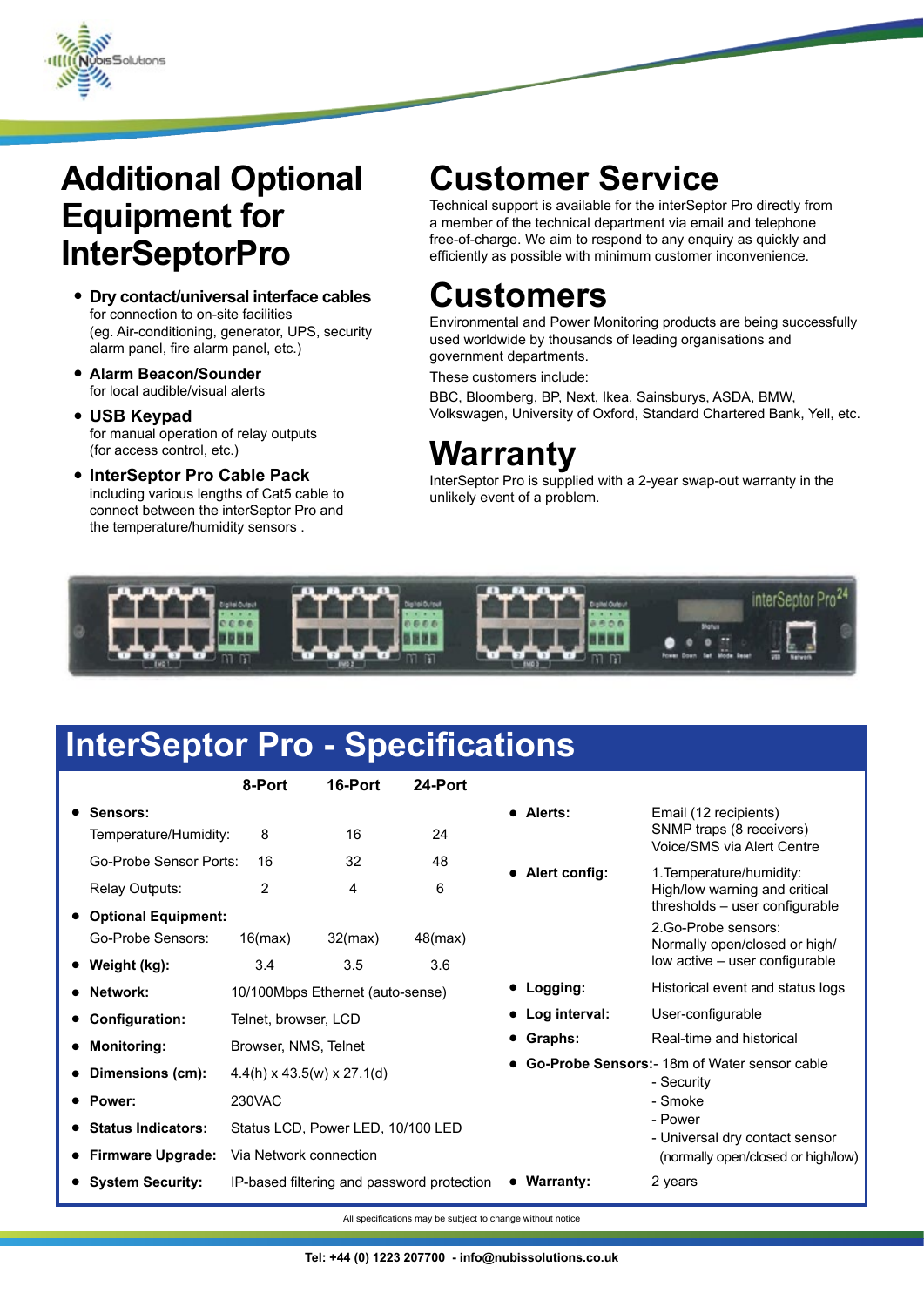# Additional Optional Equipment for InterSeptorPro

- **Dry contact/universal interface cables** for connection to on-site facilities (eg. Air-conditioning, generator, UPS, security alarm panel, fire alarm panel, etc.)
- **Alarm Beacon/Sounder** for local audible/visual alerts
- **USB Keypad** for manual operation of relay outputs (for access control, etc.)
- **InterSeptor Pro Cable Pack** including various lengths of Cat5 cable to connect between the interSeptor Pro and the temperature/humidity sensors .

# Customer Service

Technical support is available for the interSeptor Pro directly from a member of the technical department via email and telephone free-of-charge. We aim to respond to any enquiry as quickly and efficiently as possible with minimum customer inconvenience.

# Customers

Environmental and Power Monitoring products are being successfully used worldwide by thousands of leading organisations and government departments.

These customers include:

BBC, Bloomberg, BP, Next, Ikea, Sainsburys, ASDA, BMW, Volkswagen, University of Oxford, Standard Chartered Bank, Yell, etc.

# Warranty

InterSeptor Pro is supplied with a 2-year swap-out warranty in the unlikely event of a problem.

## InterSeptor Pro - Specifications

| | 8-Port | 16-Port | 24-Port |
|---|---|---|---|
| **Sensors:** | | | |
| Temperature/Humidity: | 8 | 16 | 24 |
| Go-Probe Sensor Ports: | 16 | 32 | 48 |
| Relay Outputs: | 2 | 4 | 6 |
| **Optional Equipment:** | | | |
| Go-Probe Sensors: | 16(max) | 32(max) | 48(max) |
| **Weight (kg):** | 3.4 | 3.5 | 3.6 |

- **Network:** 10/100Mbps Ethernet (auto-sense)
- **Configuration:** Telnet, browser, LCD
- **Monitoring:** Browser, NMS, Telnet
- **Dimensions (cm):** 4.4(h) x 43.5(w) x 27.1(d)
- **Power:** 230VAC
- **Status Indicators:** Status LCD, Power LED, 10/100 LED
- **Firmware Upgrade:** Via Network connection
- **System Security:** IP-based filtering and password protection

- **Alerts:** Email (12 recipients), SNMP traps (8 receivers), Voice/SMS via Alert Centre
- **Alert config:**
  1. Temperature/humidity: High/low warning and critical thresholds – user configurable
  2. Go-Probe sensors: Normally open/closed or high/low active – user configurable
- **Logging:** Historical event and status logs
- **Log interval:** User-configurable
- **Graphs:** Real-time and historical
- **Go-Probe Sensors:**
  - 18m of Water sensor cable
  - Security
  - Smoke
  - Power
  - Universal dry contact sensor (normally open/closed or high/low)
- **Warranty:** 2 years

All specifications may be subject to change without notice

**Tel: +44 (0) 1223 207700 - info@nubissolutions.co.uk**